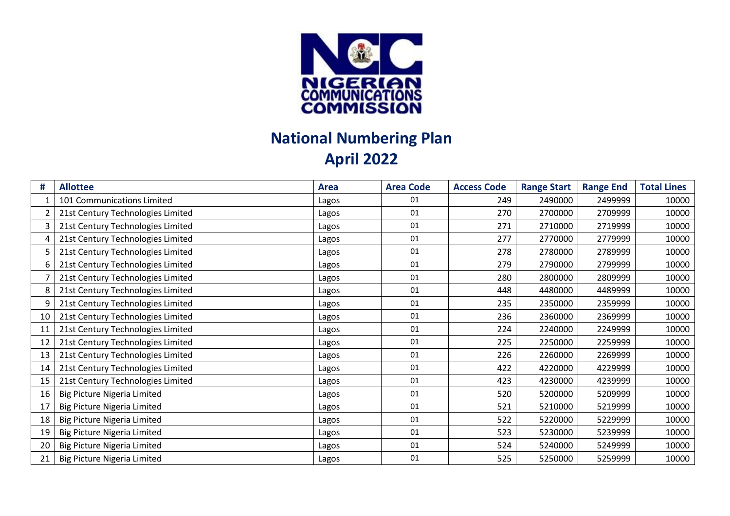# National Numbering Plan

## April 2022

| # | Allottee | Area | Area Code | Access Code | Range Start | Range End | Total Lines |
|---|---|---|---|---|---|---|---|
| 1 | 101 Communications Limited | Lagos | 01 | 249 | 2490000 | 2499999 | 10000 |
| 2 | 21st Century Technologies Limited | Lagos | 01 | 270 | 2700000 | 2709999 | 10000 |
| 3 | 21st Century Technologies Limited | Lagos | 01 | 271 | 2710000 | 2719999 | 10000 |
| 4 | 21st Century Technologies Limited | Lagos | 01 | 277 | 2770000 | 2779999 | 10000 |
| 5 | 21st Century Technologies Limited | Lagos | 01 | 278 | 2780000 | 2789999 | 10000 |
| 6 | 21st Century Technologies Limited | Lagos | 01 | 279 | 2790000 | 2799999 | 10000 |
| 7 | 21st Century Technologies Limited | Lagos | 01 | 280 | 2800000 | 2809999 | 10000 |
| 8 | 21st Century Technologies Limited | Lagos | 01 | 448 | 4480000 | 4489999 | 10000 |
| 9 | 21st Century Technologies Limited | Lagos | 01 | 235 | 2350000 | 2359999 | 10000 |
| 10 | 21st Century Technologies Limited | Lagos | 01 | 236 | 2360000 | 2369999 | 10000 |
| 11 | 21st Century Technologies Limited | Lagos | 01 | 224 | 2240000 | 2249999 | 10000 |
| 12 | 21st Century Technologies Limited | Lagos | 01 | 225 | 2250000 | 2259999 | 10000 |
| 13 | 21st Century Technologies Limited | Lagos | 01 | 226 | 2260000 | 2269999 | 10000 |
| 14 | 21st Century Technologies Limited | Lagos | 01 | 422 | 4220000 | 4229999 | 10000 |
| 15 | 21st Century Technologies Limited | Lagos | 01 | 423 | 4230000 | 4239999 | 10000 |
| 16 | Big Picture Nigeria Limited | Lagos | 01 | 520 | 5200000 | 5209999 | 10000 |
| 17 | Big Picture Nigeria Limited | Lagos | 01 | 521 | 5210000 | 5219999 | 10000 |
| 18 | Big Picture Nigeria Limited | Lagos | 01 | 522 | 5220000 | 5229999 | 10000 |
| 19 | Big Picture Nigeria Limited | Lagos | 01 | 523 | 5230000 | 5239999 | 10000 |
| 20 | Big Picture Nigeria Limited | Lagos | 01 | 524 | 5240000 | 5249999 | 10000 |
| 21 | Big Picture Nigeria Limited | Lagos | 01 | 525 | 5250000 | 5259999 | 10000 |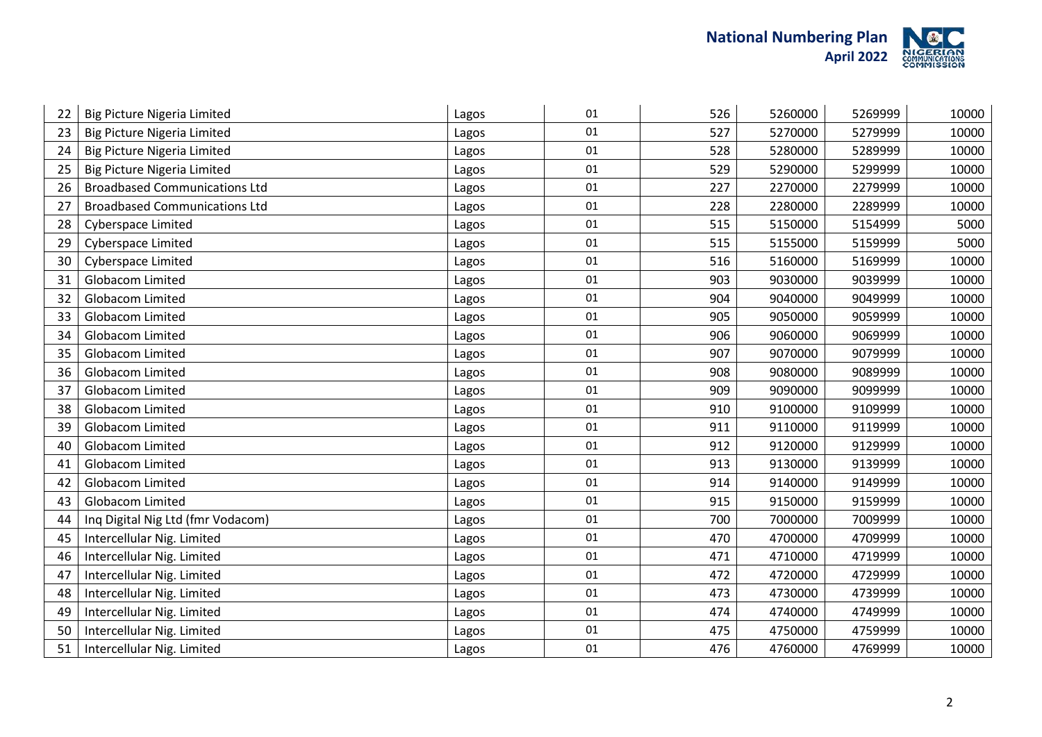| | | | | | | | |
|---|---|---|---|---|---|---|---|
| 22 | Big Picture Nigeria Limited | Lagos | 01 | 526 | 5260000 | 5269999 | 10000 |
| 23 | Big Picture Nigeria Limited | Lagos | 01 | 527 | 5270000 | 5279999 | 10000 |
| 24 | Big Picture Nigeria Limited | Lagos | 01 | 528 | 5280000 | 5289999 | 10000 |
| 25 | Big Picture Nigeria Limited | Lagos | 01 | 529 | 5290000 | 5299999 | 10000 |
| 26 | Broadbased Communications Ltd | Lagos | 01 | 227 | 2270000 | 2279999 | 10000 |
| 27 | Broadbased Communications Ltd | Lagos | 01 | 228 | 2280000 | 2289999 | 10000 |
| 28 | Cyberspace Limited | Lagos | 01 | 515 | 5150000 | 5154999 | 5000 |
| 29 | Cyberspace Limited | Lagos | 01 | 515 | 5155000 | 5159999 | 5000 |
| 30 | Cyberspace Limited | Lagos | 01 | 516 | 5160000 | 5169999 | 10000 |
| 31 | Globacom Limited | Lagos | 01 | 903 | 9030000 | 9039999 | 10000 |
| 32 | Globacom Limited | Lagos | 01 | 904 | 9040000 | 9049999 | 10000 |
| 33 | Globacom Limited | Lagos | 01 | 905 | 9050000 | 9059999 | 10000 |
| 34 | Globacom Limited | Lagos | 01 | 906 | 9060000 | 9069999 | 10000 |
| 35 | Globacom Limited | Lagos | 01 | 907 | 9070000 | 9079999 | 10000 |
| 36 | Globacom Limited | Lagos | 01 | 908 | 9080000 | 9089999 | 10000 |
| 37 | Globacom Limited | Lagos | 01 | 909 | 9090000 | 9099999 | 10000 |
| 38 | Globacom Limited | Lagos | 01 | 910 | 9100000 | 9109999 | 10000 |
| 39 | Globacom Limited | Lagos | 01 | 911 | 9110000 | 9119999 | 10000 |
| 40 | Globacom Limited | Lagos | 01 | 912 | 9120000 | 9129999 | 10000 |
| 41 | Globacom Limited | Lagos | 01 | 913 | 9130000 | 9139999 | 10000 |
| 42 | Globacom Limited | Lagos | 01 | 914 | 9140000 | 9149999 | 10000 |
| 43 | Globacom Limited | Lagos | 01 | 915 | 9150000 | 9159999 | 10000 |
| 44 | Inq Digital Nig Ltd (fmr Vodacom) | Lagos | 01 | 700 | 7000000 | 7009999 | 10000 |
| 45 | Intercellular Nig. Limited | Lagos | 01 | 470 | 4700000 | 4709999 | 10000 |
| 46 | Intercellular Nig. Limited | Lagos | 01 | 471 | 4710000 | 4719999 | 10000 |
| 47 | Intercellular Nig. Limited | Lagos | 01 | 472 | 4720000 | 4729999 | 10000 |
| 48 | Intercellular Nig. Limited | Lagos | 01 | 473 | 4730000 | 4739999 | 10000 |
| 49 | Intercellular Nig. Limited | Lagos | 01 | 474 | 4740000 | 4749999 | 10000 |
| 50 | Intercellular Nig. Limited | Lagos | 01 | 475 | 4750000 | 4759999 | 10000 |
| 51 | Intercellular Nig. Limited | Lagos | 01 | 476 | 4760000 | 4769999 | 10000 |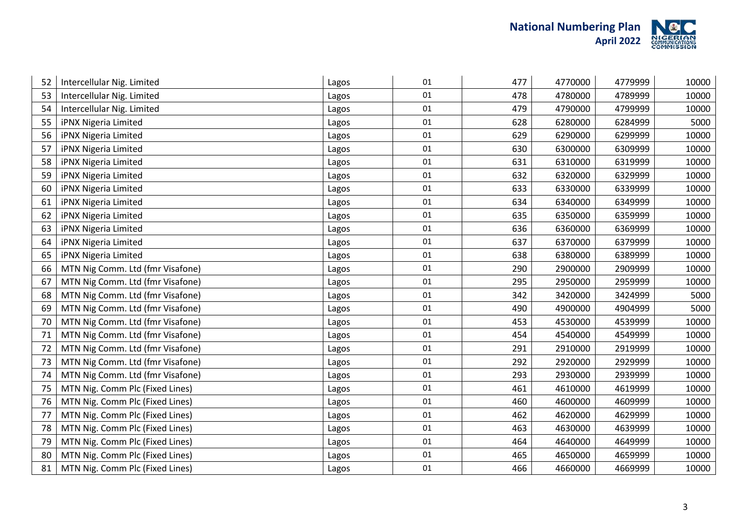| | | | | | | | |
|---|---|---|---|---|---|---|---|
| 52 | Intercellular Nig. Limited | Lagos | 01 | 477 | 4770000 | 4779999 | 10000 |
| 53 | Intercellular Nig. Limited | Lagos | 01 | 478 | 4780000 | 4789999 | 10000 |
| 54 | Intercellular Nig. Limited | Lagos | 01 | 479 | 4790000 | 4799999 | 10000 |
| 55 | iPNX Nigeria Limited | Lagos | 01 | 628 | 6280000 | 6284999 | 5000 |
| 56 | iPNX Nigeria Limited | Lagos | 01 | 629 | 6290000 | 6299999 | 10000 |
| 57 | iPNX Nigeria Limited | Lagos | 01 | 630 | 6300000 | 6309999 | 10000 |
| 58 | iPNX Nigeria Limited | Lagos | 01 | 631 | 6310000 | 6319999 | 10000 |
| 59 | iPNX Nigeria Limited | Lagos | 01 | 632 | 6320000 | 6329999 | 10000 |
| 60 | iPNX Nigeria Limited | Lagos | 01 | 633 | 6330000 | 6339999 | 10000 |
| 61 | iPNX Nigeria Limited | Lagos | 01 | 634 | 6340000 | 6349999 | 10000 |
| 62 | iPNX Nigeria Limited | Lagos | 01 | 635 | 6350000 | 6359999 | 10000 |
| 63 | iPNX Nigeria Limited | Lagos | 01 | 636 | 6360000 | 6369999 | 10000 |
| 64 | iPNX Nigeria Limited | Lagos | 01 | 637 | 6370000 | 6379999 | 10000 |
| 65 | iPNX Nigeria Limited | Lagos | 01 | 638 | 6380000 | 6389999 | 10000 |
| 66 | MTN Nig Comm. Ltd (fmr Visafone) | Lagos | 01 | 290 | 2900000 | 2909999 | 10000 |
| 67 | MTN Nig Comm. Ltd (fmr Visafone) | Lagos | 01 | 295 | 2950000 | 2959999 | 10000 |
| 68 | MTN Nig Comm. Ltd (fmr Visafone) | Lagos | 01 | 342 | 3420000 | 3424999 | 5000 |
| 69 | MTN Nig Comm. Ltd (fmr Visafone) | Lagos | 01 | 490 | 4900000 | 4904999 | 5000 |
| 70 | MTN Nig Comm. Ltd (fmr Visafone) | Lagos | 01 | 453 | 4530000 | 4539999 | 10000 |
| 71 | MTN Nig Comm. Ltd (fmr Visafone) | Lagos | 01 | 454 | 4540000 | 4549999 | 10000 |
| 72 | MTN Nig Comm. Ltd (fmr Visafone) | Lagos | 01 | 291 | 2910000 | 2919999 | 10000 |
| 73 | MTN Nig Comm. Ltd (fmr Visafone) | Lagos | 01 | 292 | 2920000 | 2929999 | 10000 |
| 74 | MTN Nig Comm. Ltd (fmr Visafone) | Lagos | 01 | 293 | 2930000 | 2939999 | 10000 |
| 75 | MTN Nig. Comm Plc (Fixed Lines) | Lagos | 01 | 461 | 4610000 | 4619999 | 10000 |
| 76 | MTN Nig. Comm Plc (Fixed Lines) | Lagos | 01 | 460 | 4600000 | 4609999 | 10000 |
| 77 | MTN Nig. Comm Plc (Fixed Lines) | Lagos | 01 | 462 | 4620000 | 4629999 | 10000 |
| 78 | MTN Nig. Comm Plc (Fixed Lines) | Lagos | 01 | 463 | 4630000 | 4639999 | 10000 |
| 79 | MTN Nig. Comm Plc (Fixed Lines) | Lagos | 01 | 464 | 4640000 | 4649999 | 10000 |
| 80 | MTN Nig. Comm Plc (Fixed Lines) | Lagos | 01 | 465 | 4650000 | 4659999 | 10000 |
| 81 | MTN Nig. Comm Plc (Fixed Lines) | Lagos | 01 | 466 | 4660000 | 4669999 | 10000 |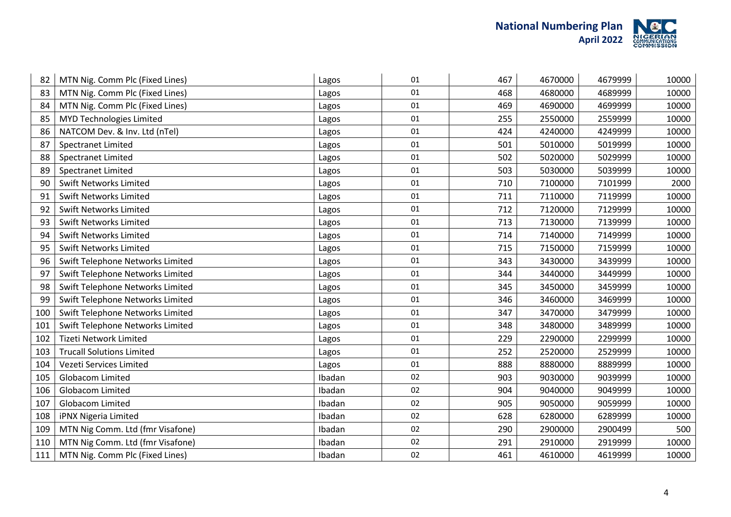| | | | | | | | |
|---|---|---|---|---|---|---|---|
| 82 | MTN Nig. Comm Plc (Fixed Lines) | Lagos | 01 | 467 | 4670000 | 4679999 | 10000 |
| 83 | MTN Nig. Comm Plc (Fixed Lines) | Lagos | 01 | 468 | 4680000 | 4689999 | 10000 |
| 84 | MTN Nig. Comm Plc (Fixed Lines) | Lagos | 01 | 469 | 4690000 | 4699999 | 10000 |
| 85 | MYD Technologies Limited | Lagos | 01 | 255 | 2550000 | 2559999 | 10000 |
| 86 | NATCOM Dev. & Inv. Ltd (nTel) | Lagos | 01 | 424 | 4240000 | 4249999 | 10000 |
| 87 | Spectranet Limited | Lagos | 01 | 501 | 5010000 | 5019999 | 10000 |
| 88 | Spectranet Limited | Lagos | 01 | 502 | 5020000 | 5029999 | 10000 |
| 89 | Spectranet Limited | Lagos | 01 | 503 | 5030000 | 5039999 | 10000 |
| 90 | Swift Networks Limited | Lagos | 01 | 710 | 7100000 | 7101999 | 2000 |
| 91 | Swift Networks Limited | Lagos | 01 | 711 | 7110000 | 7119999 | 10000 |
| 92 | Swift Networks Limited | Lagos | 01 | 712 | 7120000 | 7129999 | 10000 |
| 93 | Swift Networks Limited | Lagos | 01 | 713 | 7130000 | 7139999 | 10000 |
| 94 | Swift Networks Limited | Lagos | 01 | 714 | 7140000 | 7149999 | 10000 |
| 95 | Swift Networks Limited | Lagos | 01 | 715 | 7150000 | 7159999 | 10000 |
| 96 | Swift Telephone Networks Limited | Lagos | 01 | 343 | 3430000 | 3439999 | 10000 |
| 97 | Swift Telephone Networks Limited | Lagos | 01 | 344 | 3440000 | 3449999 | 10000 |
| 98 | Swift Telephone Networks Limited | Lagos | 01 | 345 | 3450000 | 3459999 | 10000 |
| 99 | Swift Telephone Networks Limited | Lagos | 01 | 346 | 3460000 | 3469999 | 10000 |
| 100 | Swift Telephone Networks Limited | Lagos | 01 | 347 | 3470000 | 3479999 | 10000 |
| 101 | Swift Telephone Networks Limited | Lagos | 01 | 348 | 3480000 | 3489999 | 10000 |
| 102 | Tizeti Network Limited | Lagos | 01 | 229 | 2290000 | 2299999 | 10000 |
| 103 | Trucall Solutions Limited | Lagos | 01 | 252 | 2520000 | 2529999 | 10000 |
| 104 | Vezeti Services Limited | Lagos | 01 | 888 | 8880000 | 8889999 | 10000 |
| 105 | Globacom Limited | Ibadan | 02 | 903 | 9030000 | 9039999 | 10000 |
| 106 | Globacom Limited | Ibadan | 02 | 904 | 9040000 | 9049999 | 10000 |
| 107 | Globacom Limited | Ibadan | 02 | 905 | 9050000 | 9059999 | 10000 |
| 108 | iPNX Nigeria Limited | Ibadan | 02 | 628 | 6280000 | 6289999 | 10000 |
| 109 | MTN Nig Comm. Ltd (fmr Visafone) | Ibadan | 02 | 290 | 2900000 | 2900499 | 500 |
| 110 | MTN Nig Comm. Ltd (fmr Visafone) | Ibadan | 02 | 291 | 2910000 | 2919999 | 10000 |
| 111 | MTN Nig. Comm Plc (Fixed Lines) | Ibadan | 02 | 461 | 4610000 | 4619999 | 10000 |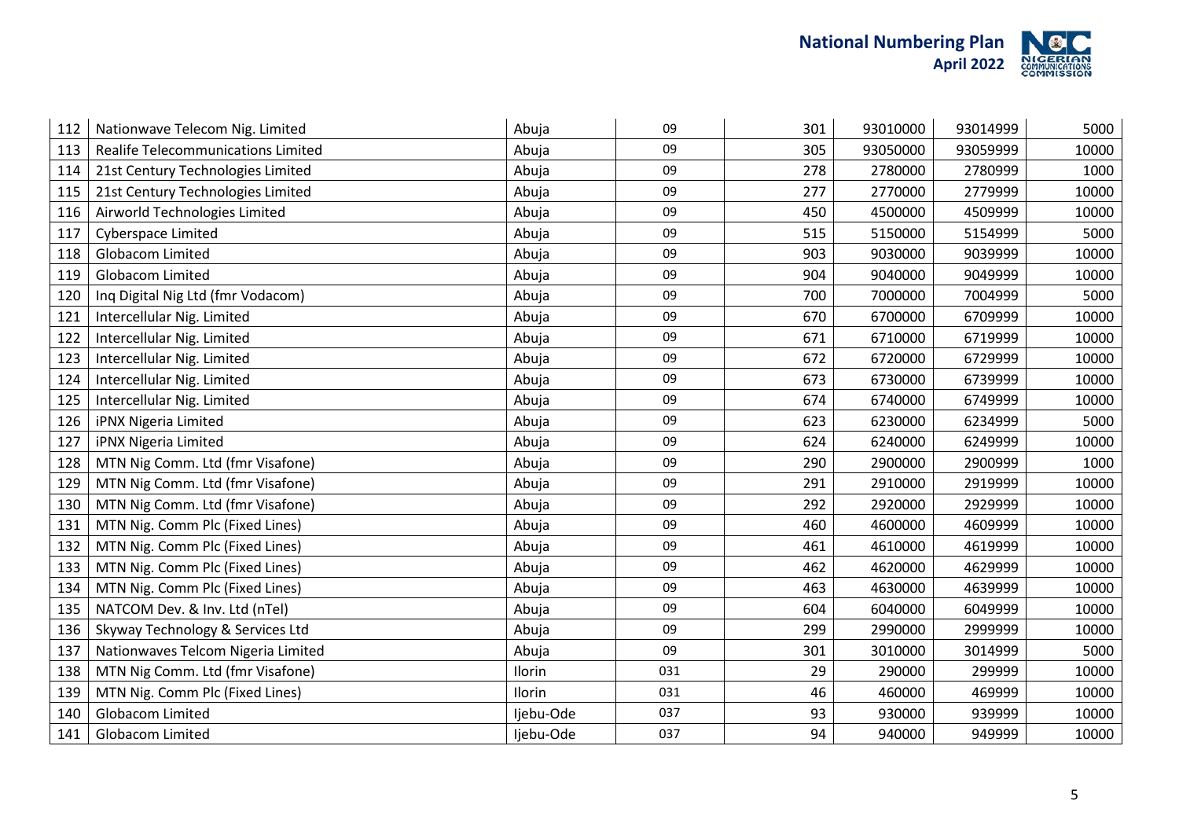| 112 | Nationwave Telecom Nig. Limited | Abuja | 09 | 301 | 93010000 | 93014999 | 5000 |
|---|---|---|---|---|---|---|---|
| 113 | Realife Telecommunications Limited | Abuja | 09 | 305 | 93050000 | 93059999 | 10000 |
| 114 | 21st Century Technologies Limited | Abuja | 09 | 278 | 2780000 | 2780999 | 1000 |
| 115 | 21st Century Technologies Limited | Abuja | 09 | 277 | 2770000 | 2779999 | 10000 |
| 116 | Airworld Technologies Limited | Abuja | 09 | 450 | 4500000 | 4509999 | 10000 |
| 117 | Cyberspace Limited | Abuja | 09 | 515 | 5150000 | 5154999 | 5000 |
| 118 | Globacom Limited | Abuja | 09 | 903 | 9030000 | 9039999 | 10000 |
| 119 | Globacom Limited | Abuja | 09 | 904 | 9040000 | 9049999 | 10000 |
| 120 | Inq Digital Nig Ltd (fmr Vodacom) | Abuja | 09 | 700 | 7000000 | 7004999 | 5000 |
| 121 | Intercellular Nig. Limited | Abuja | 09 | 670 | 6700000 | 6709999 | 10000 |
| 122 | Intercellular Nig. Limited | Abuja | 09 | 671 | 6710000 | 6719999 | 10000 |
| 123 | Intercellular Nig. Limited | Abuja | 09 | 672 | 6720000 | 6729999 | 10000 |
| 124 | Intercellular Nig. Limited | Abuja | 09 | 673 | 6730000 | 6739999 | 10000 |
| 125 | Intercellular Nig. Limited | Abuja | 09 | 674 | 6740000 | 6749999 | 10000 |
| 126 | iPNX Nigeria Limited | Abuja | 09 | 623 | 6230000 | 6234999 | 5000 |
| 127 | iPNX Nigeria Limited | Abuja | 09 | 624 | 6240000 | 6249999 | 10000 |
| 128 | MTN Nig Comm. Ltd (fmr Visafone) | Abuja | 09 | 290 | 2900000 | 2900999 | 1000 |
| 129 | MTN Nig Comm. Ltd (fmr Visafone) | Abuja | 09 | 291 | 2910000 | 2919999 | 10000 |
| 130 | MTN Nig Comm. Ltd (fmr Visafone) | Abuja | 09 | 292 | 2920000 | 2929999 | 10000 |
| 131 | MTN Nig. Comm Plc (Fixed Lines) | Abuja | 09 | 460 | 4600000 | 4609999 | 10000 |
| 132 | MTN Nig. Comm Plc (Fixed Lines) | Abuja | 09 | 461 | 4610000 | 4619999 | 10000 |
| 133 | MTN Nig. Comm Plc (Fixed Lines) | Abuja | 09 | 462 | 4620000 | 4629999 | 10000 |
| 134 | MTN Nig. Comm Plc (Fixed Lines) | Abuja | 09 | 463 | 4630000 | 4639999 | 10000 |
| 135 | NATCOM Dev. & Inv. Ltd (nTel) | Abuja | 09 | 604 | 6040000 | 6049999 | 10000 |
| 136 | Skyway Technology & Services Ltd | Abuja | 09 | 299 | 2990000 | 2999999 | 10000 |
| 137 | Nationwaves Telcom Nigeria Limited | Abuja | 09 | 301 | 3010000 | 3014999 | 5000 |
| 138 | MTN Nig Comm. Ltd (fmr Visafone) | Ilorin | 031 | 29 | 290000 | 299999 | 10000 |
| 139 | MTN Nig. Comm Plc (Fixed Lines) | Ilorin | 031 | 46 | 460000 | 469999 | 10000 |
| 140 | Globacom Limited | Ijebu-Ode | 037 | 93 | 930000 | 939999 | 10000 |
| 141 | Globacom Limited | Ijebu-Ode | 037 | 94 | 940000 | 949999 | 10000 |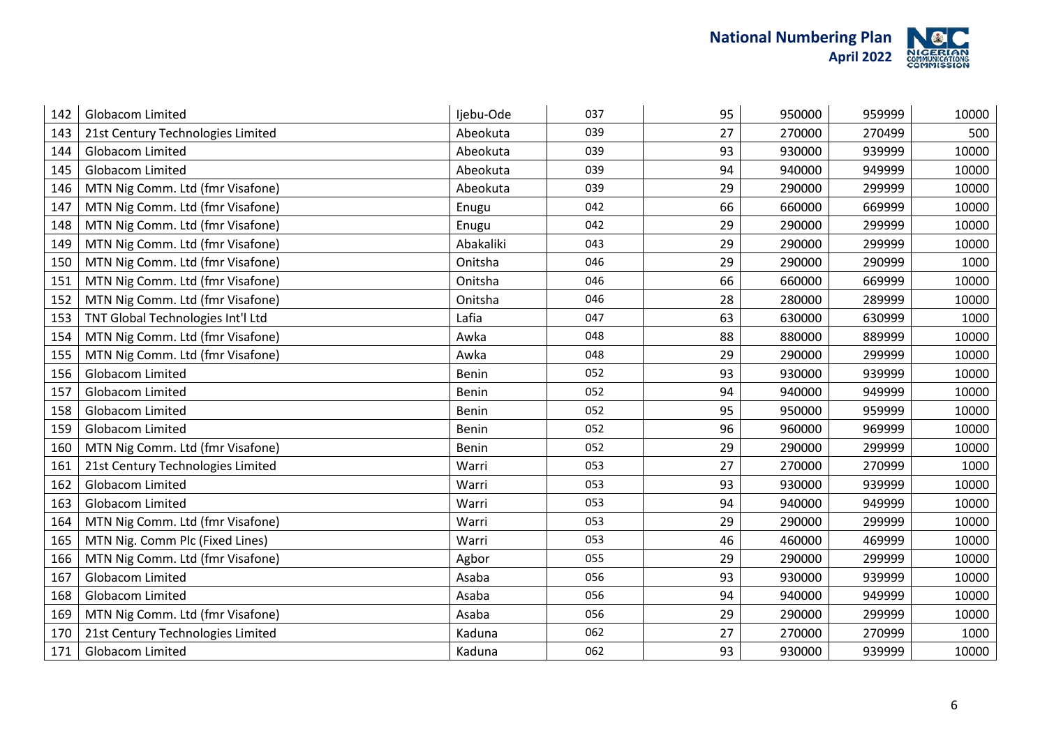| | | | | | | | |
|---|---|---|---|---|---|---|---|
| 142 | Globacom Limited | Ijebu-Ode | 037 | 95 | 950000 | 959999 | 10000 |
| 143 | 21st Century Technologies Limited | Abeokuta | 039 | 27 | 270000 | 270499 | 500 |
| 144 | Globacom Limited | Abeokuta | 039 | 93 | 930000 | 939999 | 10000 |
| 145 | Globacom Limited | Abeokuta | 039 | 94 | 940000 | 949999 | 10000 |
| 146 | MTN Nig Comm. Ltd (fmr Visafone) | Abeokuta | 039 | 29 | 290000 | 299999 | 10000 |
| 147 | MTN Nig Comm. Ltd (fmr Visafone) | Enugu | 042 | 66 | 660000 | 669999 | 10000 |
| 148 | MTN Nig Comm. Ltd (fmr Visafone) | Enugu | 042 | 29 | 290000 | 299999 | 10000 |
| 149 | MTN Nig Comm. Ltd (fmr Visafone) | Abakaliki | 043 | 29 | 290000 | 299999 | 10000 |
| 150 | MTN Nig Comm. Ltd (fmr Visafone) | Onitsha | 046 | 29 | 290000 | 290999 | 1000 |
| 151 | MTN Nig Comm. Ltd (fmr Visafone) | Onitsha | 046 | 66 | 660000 | 669999 | 10000 |
| 152 | MTN Nig Comm. Ltd (fmr Visafone) | Onitsha | 046 | 28 | 280000 | 289999 | 10000 |
| 153 | TNT Global Technologies Int'l Ltd | Lafia | 047 | 63 | 630000 | 630999 | 1000 |
| 154 | MTN Nig Comm. Ltd (fmr Visafone) | Awka | 048 | 88 | 880000 | 889999 | 10000 |
| 155 | MTN Nig Comm. Ltd (fmr Visafone) | Awka | 048 | 29 | 290000 | 299999 | 10000 |
| 156 | Globacom Limited | Benin | 052 | 93 | 930000 | 939999 | 10000 |
| 157 | Globacom Limited | Benin | 052 | 94 | 940000 | 949999 | 10000 |
| 158 | Globacom Limited | Benin | 052 | 95 | 950000 | 959999 | 10000 |
| 159 | Globacom Limited | Benin | 052 | 96 | 960000 | 969999 | 10000 |
| 160 | MTN Nig Comm. Ltd (fmr Visafone) | Benin | 052 | 29 | 290000 | 299999 | 10000 |
| 161 | 21st Century Technologies Limited | Warri | 053 | 27 | 270000 | 270999 | 1000 |
| 162 | Globacom Limited | Warri | 053 | 93 | 930000 | 939999 | 10000 |
| 163 | Globacom Limited | Warri | 053 | 94 | 940000 | 949999 | 10000 |
| 164 | MTN Nig Comm. Ltd (fmr Visafone) | Warri | 053 | 29 | 290000 | 299999 | 10000 |
| 165 | MTN Nig. Comm Plc (Fixed Lines) | Warri | 053 | 46 | 460000 | 469999 | 10000 |
| 166 | MTN Nig Comm. Ltd (fmr Visafone) | Agbor | 055 | 29 | 290000 | 299999 | 10000 |
| 167 | Globacom Limited | Asaba | 056 | 93 | 930000 | 939999 | 10000 |
| 168 | Globacom Limited | Asaba | 056 | 94 | 940000 | 949999 | 10000 |
| 169 | MTN Nig Comm. Ltd (fmr Visafone) | Asaba | 056 | 29 | 290000 | 299999 | 10000 |
| 170 | 21st Century Technologies Limited | Kaduna | 062 | 27 | 270000 | 270999 | 1000 |
| 171 | Globacom Limited | Kaduna | 062 | 93 | 930000 | 939999 | 10000 |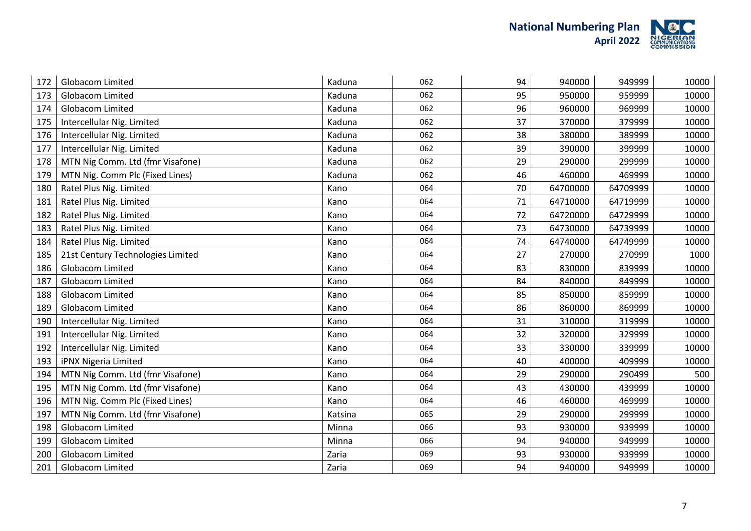| 172 | Globacom Limited | Kaduna | 062 | 94 | 940000 | 949999 | 10000 |
|---|---|---|---|---|---|---|---|
| 173 | Globacom Limited | Kaduna | 062 | 95 | 950000 | 959999 | 10000 |
| 174 | Globacom Limited | Kaduna | 062 | 96 | 960000 | 969999 | 10000 |
| 175 | Intercellular Nig. Limited | Kaduna | 062 | 37 | 370000 | 379999 | 10000 |
| 176 | Intercellular Nig. Limited | Kaduna | 062 | 38 | 380000 | 389999 | 10000 |
| 177 | Intercellular Nig. Limited | Kaduna | 062 | 39 | 390000 | 399999 | 10000 |
| 178 | MTN Nig Comm. Ltd (fmr Visafone) | Kaduna | 062 | 29 | 290000 | 299999 | 10000 |
| 179 | MTN Nig. Comm Plc (Fixed Lines) | Kaduna | 062 | 46 | 460000 | 469999 | 10000 |
| 180 | Ratel Plus Nig. Limited | Kano | 064 | 70 | 64700000 | 64709999 | 10000 |
| 181 | Ratel Plus Nig. Limited | Kano | 064 | 71 | 64710000 | 64719999 | 10000 |
| 182 | Ratel Plus Nig. Limited | Kano | 064 | 72 | 64720000 | 64729999 | 10000 |
| 183 | Ratel Plus Nig. Limited | Kano | 064 | 73 | 64730000 | 64739999 | 10000 |
| 184 | Ratel Plus Nig. Limited | Kano | 064 | 74 | 64740000 | 64749999 | 10000 |
| 185 | 21st Century Technologies Limited | Kano | 064 | 27 | 270000 | 270999 | 1000 |
| 186 | Globacom Limited | Kano | 064 | 83 | 830000 | 839999 | 10000 |
| 187 | Globacom Limited | Kano | 064 | 84 | 840000 | 849999 | 10000 |
| 188 | Globacom Limited | Kano | 064 | 85 | 850000 | 859999 | 10000 |
| 189 | Globacom Limited | Kano | 064 | 86 | 860000 | 869999 | 10000 |
| 190 | Intercellular Nig. Limited | Kano | 064 | 31 | 310000 | 319999 | 10000 |
| 191 | Intercellular Nig. Limited | Kano | 064 | 32 | 320000 | 329999 | 10000 |
| 192 | Intercellular Nig. Limited | Kano | 064 | 33 | 330000 | 339999 | 10000 |
| 193 | iPNX Nigeria Limited | Kano | 064 | 40 | 400000 | 409999 | 10000 |
| 194 | MTN Nig Comm. Ltd (fmr Visafone) | Kano | 064 | 29 | 290000 | 290499 | 500 |
| 195 | MTN Nig Comm. Ltd (fmr Visafone) | Kano | 064 | 43 | 430000 | 439999 | 10000 |
| 196 | MTN Nig. Comm Plc (Fixed Lines) | Kano | 064 | 46 | 460000 | 469999 | 10000 |
| 197 | MTN Nig Comm. Ltd (fmr Visafone) | Katsina | 065 | 29 | 290000 | 299999 | 10000 |
| 198 | Globacom Limited | Minna | 066 | 93 | 930000 | 939999 | 10000 |
| 199 | Globacom Limited | Minna | 066 | 94 | 940000 | 949999 | 10000 |
| 200 | Globacom Limited | Zaria | 069 | 93 | 930000 | 939999 | 10000 |
| 201 | Globacom Limited | Zaria | 069 | 94 | 940000 | 949999 | 10000 |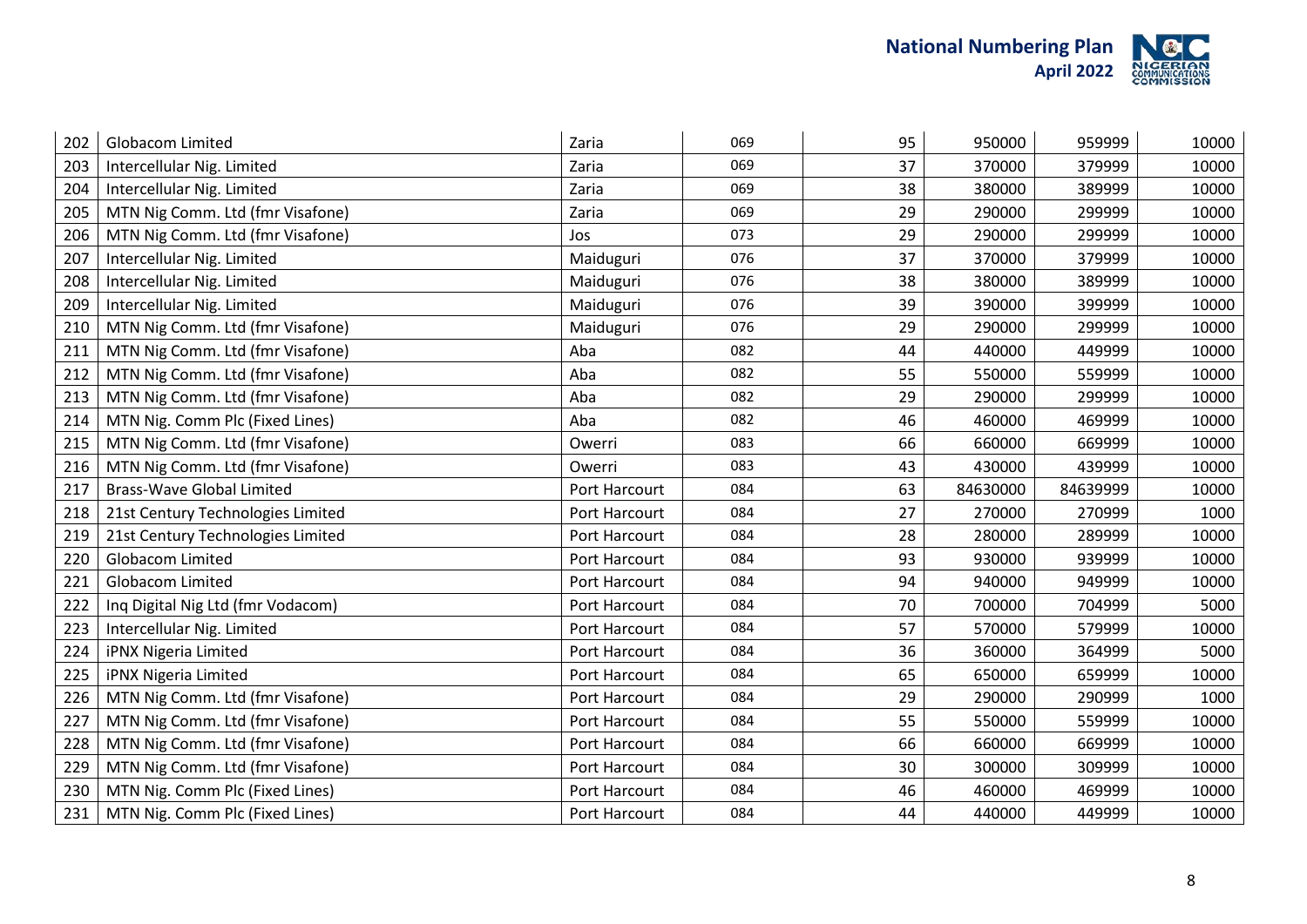| | | | | | | | |
|---|---|---|---|---|---|---|---|
| 202 | Globacom Limited | Zaria | 069 | 95 | 950000 | 959999 | 10000 |
| 203 | Intercellular Nig. Limited | Zaria | 069 | 37 | 370000 | 379999 | 10000 |
| 204 | Intercellular Nig. Limited | Zaria | 069 | 38 | 380000 | 389999 | 10000 |
| 205 | MTN Nig Comm. Ltd (fmr Visafone) | Zaria | 069 | 29 | 290000 | 299999 | 10000 |
| 206 | MTN Nig Comm. Ltd (fmr Visafone) | Jos | 073 | 29 | 290000 | 299999 | 10000 |
| 207 | Intercellular Nig. Limited | Maiduguri | 076 | 37 | 370000 | 379999 | 10000 |
| 208 | Intercellular Nig. Limited | Maiduguri | 076 | 38 | 380000 | 389999 | 10000 |
| 209 | Intercellular Nig. Limited | Maiduguri | 076 | 39 | 390000 | 399999 | 10000 |
| 210 | MTN Nig Comm. Ltd (fmr Visafone) | Maiduguri | 076 | 29 | 290000 | 299999 | 10000 |
| 211 | MTN Nig Comm. Ltd (fmr Visafone) | Aba | 082 | 44 | 440000 | 449999 | 10000 |
| 212 | MTN Nig Comm. Ltd (fmr Visafone) | Aba | 082 | 55 | 550000 | 559999 | 10000 |
| 213 | MTN Nig Comm. Ltd (fmr Visafone) | Aba | 082 | 29 | 290000 | 299999 | 10000 |
| 214 | MTN Nig. Comm Plc (Fixed Lines) | Aba | 082 | 46 | 460000 | 469999 | 10000 |
| 215 | MTN Nig Comm. Ltd (fmr Visafone) | Owerri | 083 | 66 | 660000 | 669999 | 10000 |
| 216 | MTN Nig Comm. Ltd (fmr Visafone) | Owerri | 083 | 43 | 430000 | 439999 | 10000 |
| 217 | Brass-Wave Global Limited | Port Harcourt | 084 | 63 | 84630000 | 84639999 | 10000 |
| 218 | 21st Century Technologies Limited | Port Harcourt | 084 | 27 | 270000 | 270999 | 1000 |
| 219 | 21st Century Technologies Limited | Port Harcourt | 084 | 28 | 280000 | 289999 | 10000 |
| 220 | Globacom Limited | Port Harcourt | 084 | 93 | 930000 | 939999 | 10000 |
| 221 | Globacom Limited | Port Harcourt | 084 | 94 | 940000 | 949999 | 10000 |
| 222 | Inq Digital Nig Ltd (fmr Vodacom) | Port Harcourt | 084 | 70 | 700000 | 704999 | 5000 |
| 223 | Intercellular Nig. Limited | Port Harcourt | 084 | 57 | 570000 | 579999 | 10000 |
| 224 | iPNX Nigeria Limited | Port Harcourt | 084 | 36 | 360000 | 364999 | 5000 |
| 225 | iPNX Nigeria Limited | Port Harcourt | 084 | 65 | 650000 | 659999 | 10000 |
| 226 | MTN Nig Comm. Ltd (fmr Visafone) | Port Harcourt | 084 | 29 | 290000 | 290999 | 1000 |
| 227 | MTN Nig Comm. Ltd (fmr Visafone) | Port Harcourt | 084 | 55 | 550000 | 559999 | 10000 |
| 228 | MTN Nig Comm. Ltd (fmr Visafone) | Port Harcourt | 084 | 66 | 660000 | 669999 | 10000 |
| 229 | MTN Nig Comm. Ltd (fmr Visafone) | Port Harcourt | 084 | 30 | 300000 | 309999 | 10000 |
| 230 | MTN Nig. Comm Plc (Fixed Lines) | Port Harcourt | 084 | 46 | 460000 | 469999 | 10000 |
| 231 | MTN Nig. Comm Plc (Fixed Lines) | Port Harcourt | 084 | 44 | 440000 | 449999 | 10000 |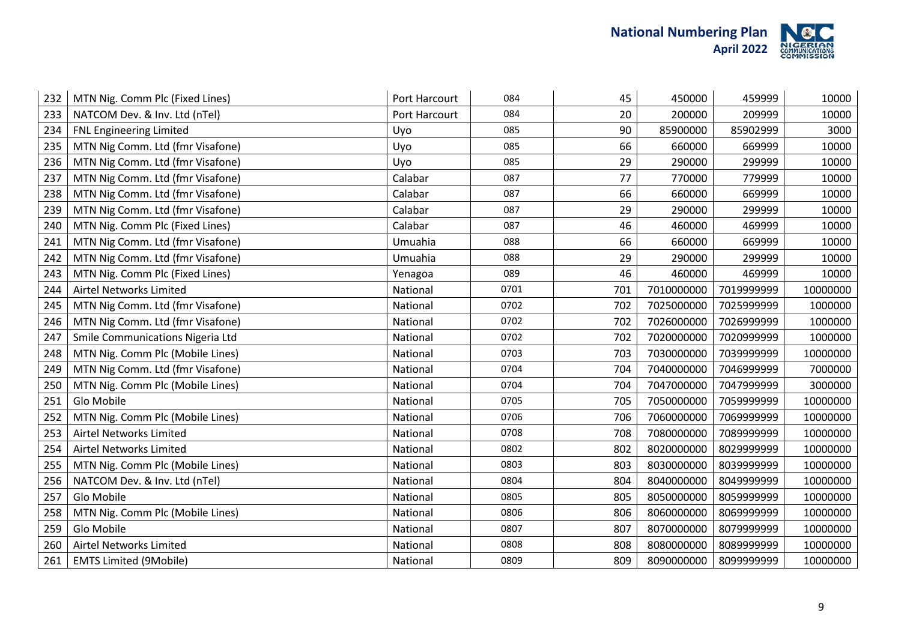| | | | | | | | |
|---|---|---|---|---|---|---|---|
| 232 | MTN Nig. Comm Plc (Fixed Lines) | Port Harcourt | 084 | 45 | 450000 | 459999 | 10000 |
| 233 | NATCOM Dev. & Inv. Ltd (nTel) | Port Harcourt | 084 | 20 | 200000 | 209999 | 10000 |
| 234 | FNL Engineering Limited | Uyo | 085 | 90 | 85900000 | 85902999 | 3000 |
| 235 | MTN Nig Comm. Ltd (fmr Visafone) | Uyo | 085 | 66 | 660000 | 669999 | 10000 |
| 236 | MTN Nig Comm. Ltd (fmr Visafone) | Uyo | 085 | 29 | 290000 | 299999 | 10000 |
| 237 | MTN Nig Comm. Ltd (fmr Visafone) | Calabar | 087 | 77 | 770000 | 779999 | 10000 |
| 238 | MTN Nig Comm. Ltd (fmr Visafone) | Calabar | 087 | 66 | 660000 | 669999 | 10000 |
| 239 | MTN Nig Comm. Ltd (fmr Visafone) | Calabar | 087 | 29 | 290000 | 299999 | 10000 |
| 240 | MTN Nig. Comm Plc (Fixed Lines) | Calabar | 087 | 46 | 460000 | 469999 | 10000 |
| 241 | MTN Nig Comm. Ltd (fmr Visafone) | Umuahia | 088 | 66 | 660000 | 669999 | 10000 |
| 242 | MTN Nig Comm. Ltd (fmr Visafone) | Umuahia | 088 | 29 | 290000 | 299999 | 10000 |
| 243 | MTN Nig. Comm Plc (Fixed Lines) | Yenagoa | 089 | 46 | 460000 | 469999 | 10000 |
| 244 | Airtel Networks Limited | National | 0701 | 701 | 7010000000 | 7019999999 | 10000000 |
| 245 | MTN Nig Comm. Ltd (fmr Visafone) | National | 0702 | 702 | 7025000000 | 7025999999 | 1000000 |
| 246 | MTN Nig Comm. Ltd (fmr Visafone) | National | 0702 | 702 | 7026000000 | 7026999999 | 1000000 |
| 247 | Smile Communications Nigeria Ltd | National | 0702 | 702 | 7020000000 | 7020999999 | 1000000 |
| 248 | MTN Nig. Comm Plc (Mobile Lines) | National | 0703 | 703 | 7030000000 | 7039999999 | 10000000 |
| 249 | MTN Nig Comm. Ltd (fmr Visafone) | National | 0704 | 704 | 7040000000 | 7046999999 | 7000000 |
| 250 | MTN Nig. Comm Plc (Mobile Lines) | National | 0704 | 704 | 7047000000 | 7047999999 | 3000000 |
| 251 | Glo Mobile | National | 0705 | 705 | 7050000000 | 7059999999 | 10000000 |
| 252 | MTN Nig. Comm Plc (Mobile Lines) | National | 0706 | 706 | 7060000000 | 7069999999 | 10000000 |
| 253 | Airtel Networks Limited | National | 0708 | 708 | 7080000000 | 7089999999 | 10000000 |
| 254 | Airtel Networks Limited | National | 0802 | 802 | 8020000000 | 8029999999 | 10000000 |
| 255 | MTN Nig. Comm Plc (Mobile Lines) | National | 0803 | 803 | 8030000000 | 8039999999 | 10000000 |
| 256 | NATCOM Dev. & Inv. Ltd (nTel) | National | 0804 | 804 | 8040000000 | 8049999999 | 10000000 |
| 257 | Glo Mobile | National | 0805 | 805 | 8050000000 | 8059999999 | 10000000 |
| 258 | MTN Nig. Comm Plc (Mobile Lines) | National | 0806 | 806 | 8060000000 | 8069999999 | 10000000 |
| 259 | Glo Mobile | National | 0807 | 807 | 8070000000 | 8079999999 | 10000000 |
| 260 | Airtel Networks Limited | National | 0808 | 808 | 8080000000 | 8089999999 | 10000000 |
| 261 | EMTS Limited (9Mobile) | National | 0809 | 809 | 8090000000 | 8099999999 | 10000000 |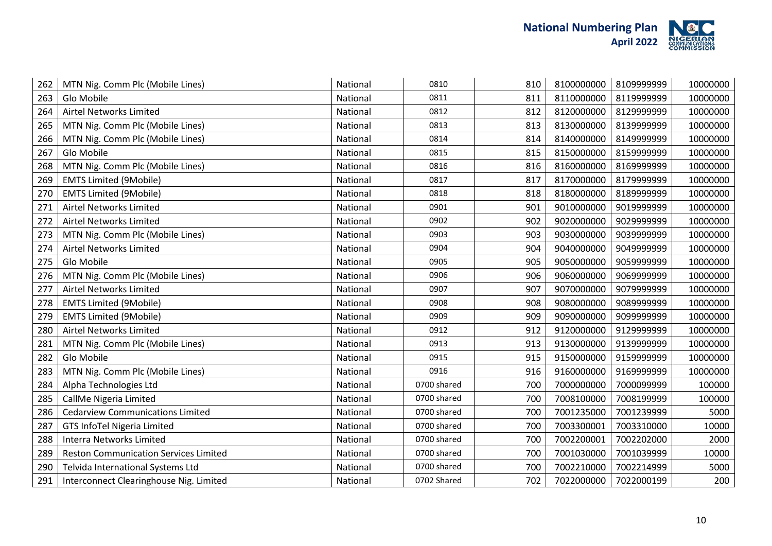| 262 | MTN Nig. Comm Plc (Mobile Lines) | National | 0810 | 810 | 8100000000 | 8109999999 | 10000000 |
|---|---|---|---|---|---|---|---|
| 263 | Glo Mobile | National | 0811 | 811 | 8110000000 | 8119999999 | 10000000 |
| 264 | Airtel Networks Limited | National | 0812 | 812 | 8120000000 | 8129999999 | 10000000 |
| 265 | MTN Nig. Comm Plc (Mobile Lines) | National | 0813 | 813 | 8130000000 | 8139999999 | 10000000 |
| 266 | MTN Nig. Comm Plc (Mobile Lines) | National | 0814 | 814 | 8140000000 | 8149999999 | 10000000 |
| 267 | Glo Mobile | National | 0815 | 815 | 8150000000 | 8159999999 | 10000000 |
| 268 | MTN Nig. Comm Plc (Mobile Lines) | National | 0816 | 816 | 8160000000 | 8169999999 | 10000000 |
| 269 | EMTS Limited (9Mobile) | National | 0817 | 817 | 8170000000 | 8179999999 | 10000000 |
| 270 | EMTS Limited (9Mobile) | National | 0818 | 818 | 8180000000 | 8189999999 | 10000000 |
| 271 | Airtel Networks Limited | National | 0901 | 901 | 9010000000 | 9019999999 | 10000000 |
| 272 | Airtel Networks Limited | National | 0902 | 902 | 9020000000 | 9029999999 | 10000000 |
| 273 | MTN Nig. Comm Plc (Mobile Lines) | National | 0903 | 903 | 9030000000 | 9039999999 | 10000000 |
| 274 | Airtel Networks Limited | National | 0904 | 904 | 9040000000 | 9049999999 | 10000000 |
| 275 | Glo Mobile | National | 0905 | 905 | 9050000000 | 9059999999 | 10000000 |
| 276 | MTN Nig. Comm Plc (Mobile Lines) | National | 0906 | 906 | 9060000000 | 9069999999 | 10000000 |
| 277 | Airtel Networks Limited | National | 0907 | 907 | 9070000000 | 9079999999 | 10000000 |
| 278 | EMTS Limited (9Mobile) | National | 0908 | 908 | 9080000000 | 9089999999 | 10000000 |
| 279 | EMTS Limited (9Mobile) | National | 0909 | 909 | 9090000000 | 9099999999 | 10000000 |
| 280 | Airtel Networks Limited | National | 0912 | 912 | 9120000000 | 9129999999 | 10000000 |
| 281 | MTN Nig. Comm Plc (Mobile Lines) | National | 0913 | 913 | 9130000000 | 9139999999 | 10000000 |
| 282 | Glo Mobile | National | 0915 | 915 | 9150000000 | 9159999999 | 10000000 |
| 283 | MTN Nig. Comm Plc (Mobile Lines) | National | 0916 | 916 | 9160000000 | 9169999999 | 10000000 |
| 284 | Alpha Technologies Ltd | National | 0700 shared | 700 | 7000000000 | 7000099999 | 100000 |
| 285 | CallMe Nigeria Limited | National | 0700 shared | 700 | 7008100000 | 7008199999 | 100000 |
| 286 | Cedarview Communications Limited | National | 0700 shared | 700 | 7001235000 | 7001239999 | 5000 |
| 287 | GTS InfoTel Nigeria Limited | National | 0700 shared | 700 | 7003300001 | 7003310000 | 10000 |
| 288 | Interra Networks Limited | National | 0700 shared | 700 | 7002200001 | 7002202000 | 2000 |
| 289 | Reston Communication Services Limited | National | 0700 shared | 700 | 7001030000 | 7001039999 | 10000 |
| 290 | Telvida International Systems Ltd | National | 0700 shared | 700 | 7002210000 | 7002214999 | 5000 |
| 291 | Interconnect Clearinghouse Nig. Limited | National | 0702 Shared | 702 | 7022000000 | 7022000199 | 200 |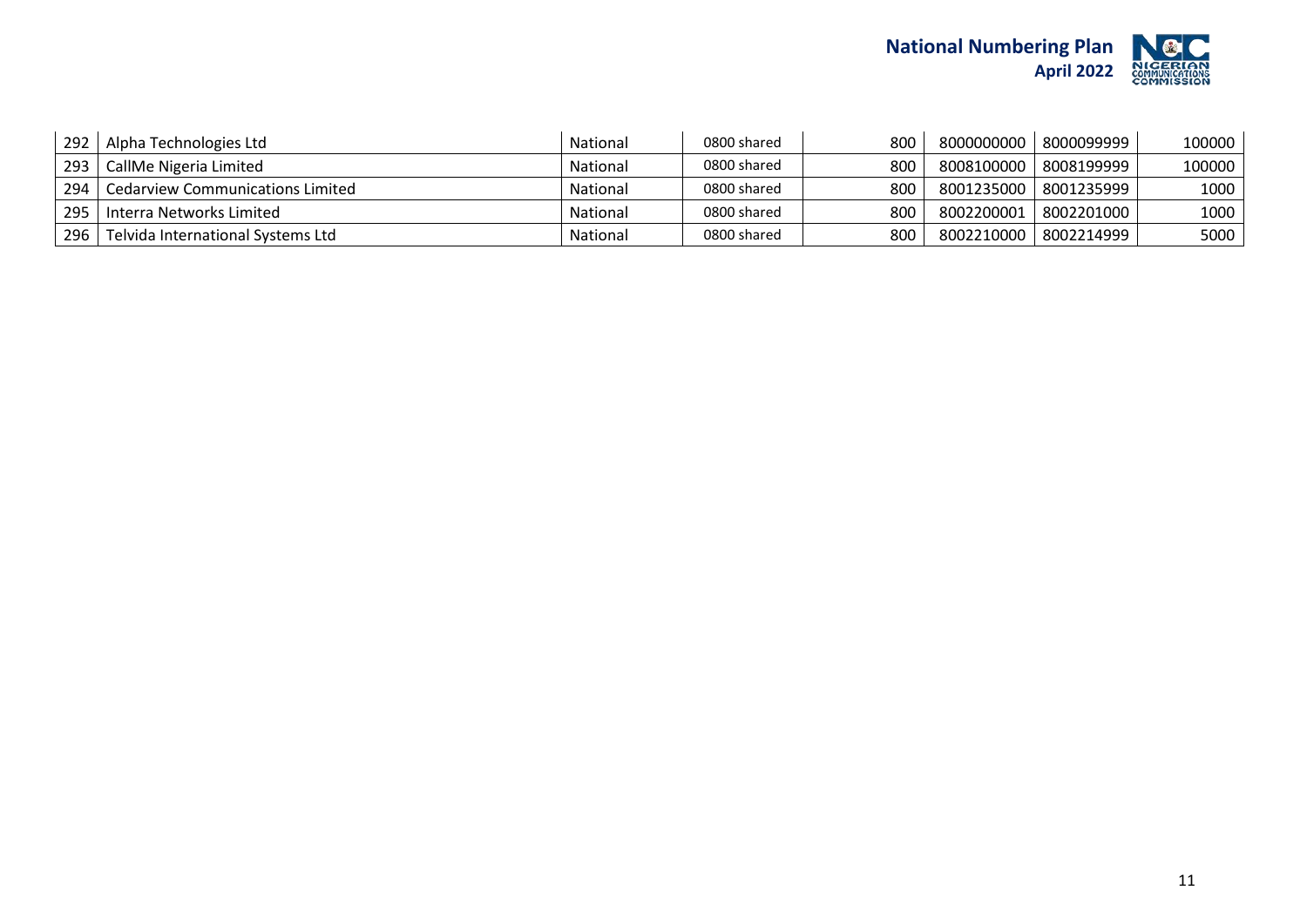| | | | | | | | |
|---|---|---|---|---|---|---|---|
| 292 | Alpha Technologies Ltd | National | 0800 shared | 800 | 8000000000 | 8000099999 | 100000 |
| 293 | CallMe Nigeria Limited | National | 0800 shared | 800 | 8008100000 | 8008199999 | 100000 |
| 294 | Cedarview Communications Limited | National | 0800 shared | 800 | 8001235000 | 8001235999 | 1000 |
| 295 | Interra Networks Limited | National | 0800 shared | 800 | 8002200001 | 8002201000 | 1000 |
| 296 | Telvida International Systems Ltd | National | 0800 shared | 800 | 8002210000 | 8002214999 | 5000 |